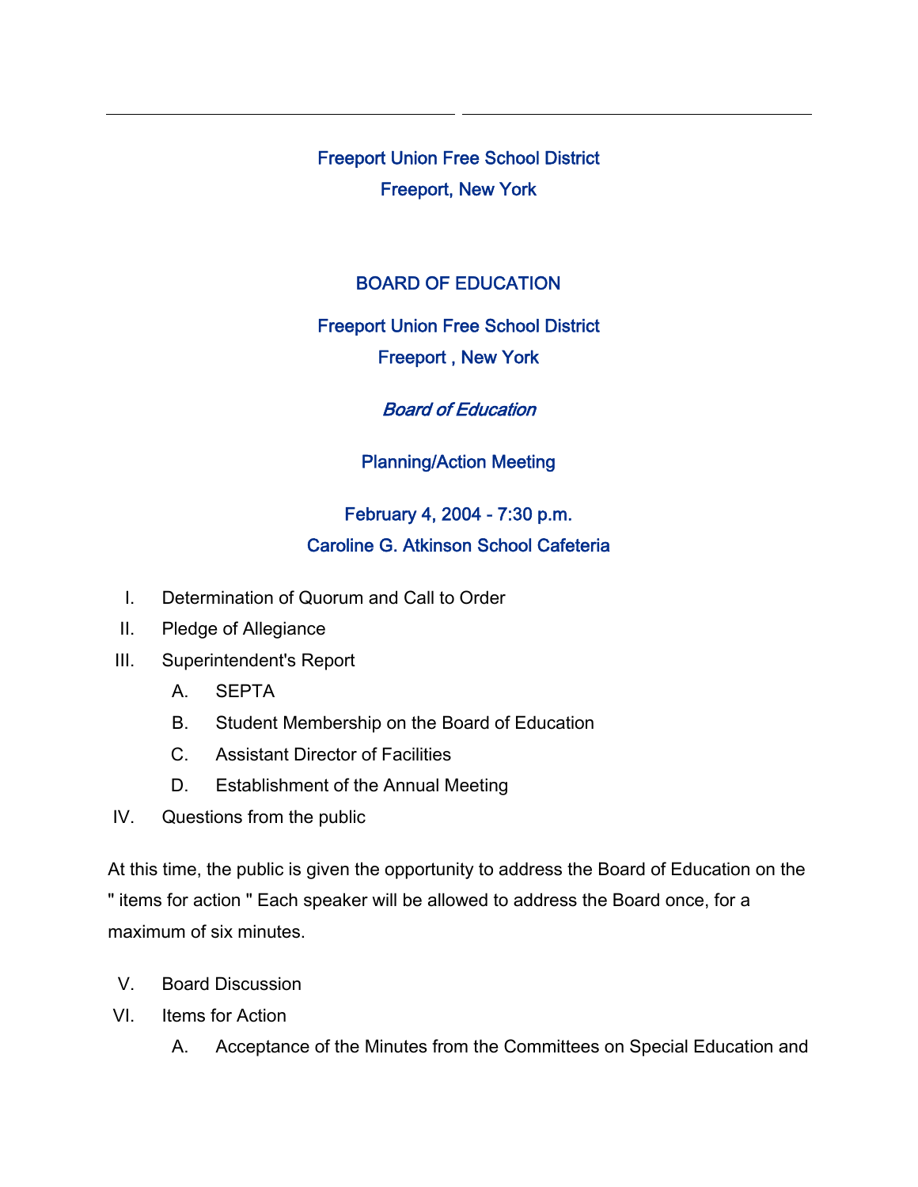Freeport Union Free School District

Freeport, New York

## BOARD OF EDUCATION

Freeport Union Free School District

Freeport , New York

*Board of Education*

### Planning/Action Meeting

February 4, 2004 - 7:30 p.m.

Caroline G. Atkinson School Cafeteria

I. Determination of Quorum and Call to Order

II. Pledge of Allegiance

III. Superintendent's Report

  A. SEPTA

  B. Student Membership on the Board of Education

  C. Assistant Director of Facilities

  D. Establishment of the Annual Meeting

IV. Questions from the public

At this time, the public is given the opportunity to address the Board of Education on the " items for action " Each speaker will be allowed to address the Board once, for a maximum of six minutes.

V. Board Discussion

VI. Items for Action

  A. Acceptance of the Minutes from the Committees on Special Education and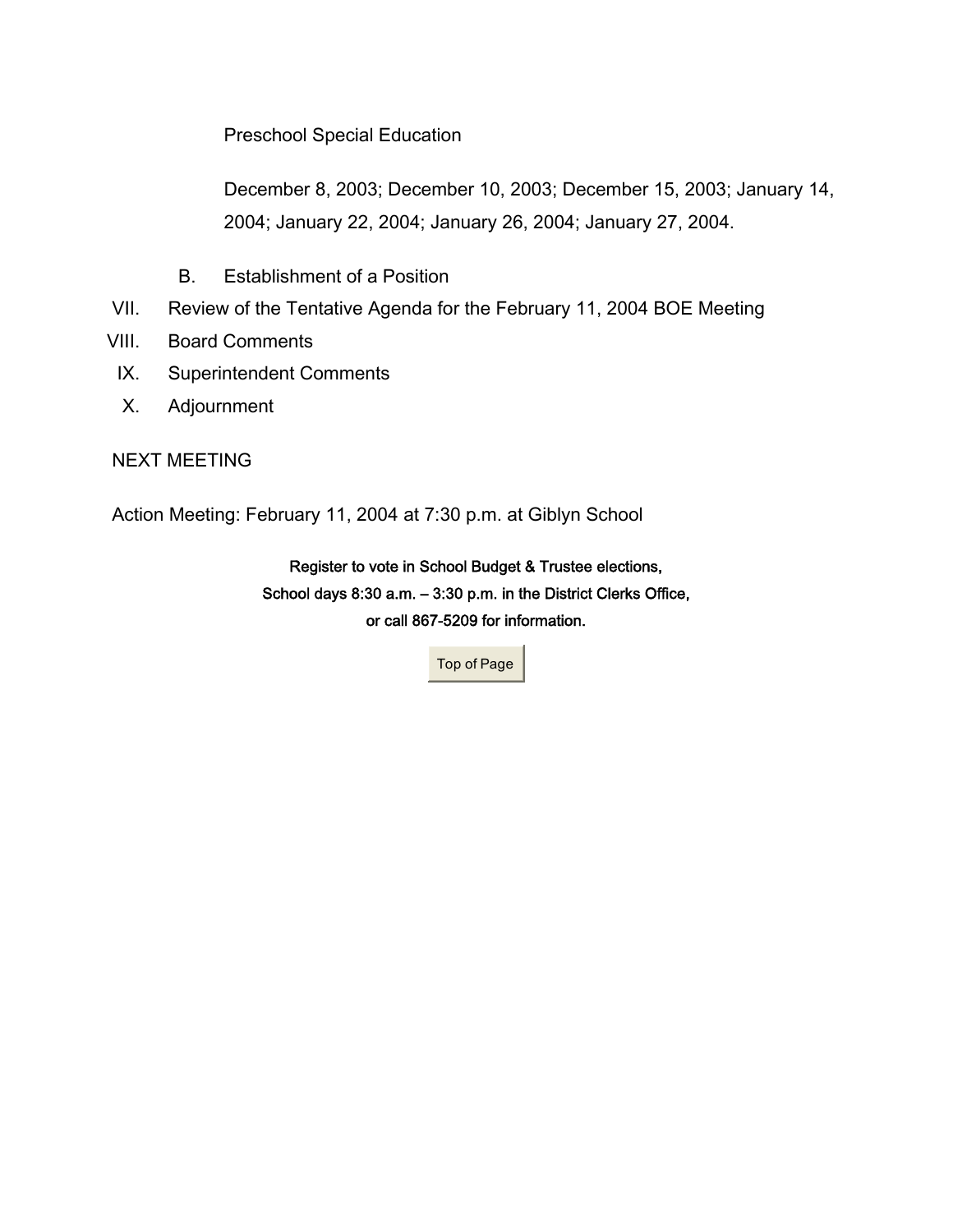Preschool Special Education

December 8, 2003; December 10, 2003; December 15, 2003; January 14, 2004; January 22, 2004; January 26, 2004; January 27, 2004.

B. Establishment of a Position

VII. Review of the Tentative Agenda for the February 11, 2004 BOE Meeting

VIII. Board Comments

IX. Superintendent Comments

X. Adjournment

NEXT MEETING

Action Meeting: February 11, 2004 at 7:30 p.m. at Giblyn School

**Register to vote in School Budget & Trustee elections,**
**School days 8:30 a.m. – 3:30 p.m. in the District Clerks Office,**
**or call 867-5209 for information.**

Top of Page